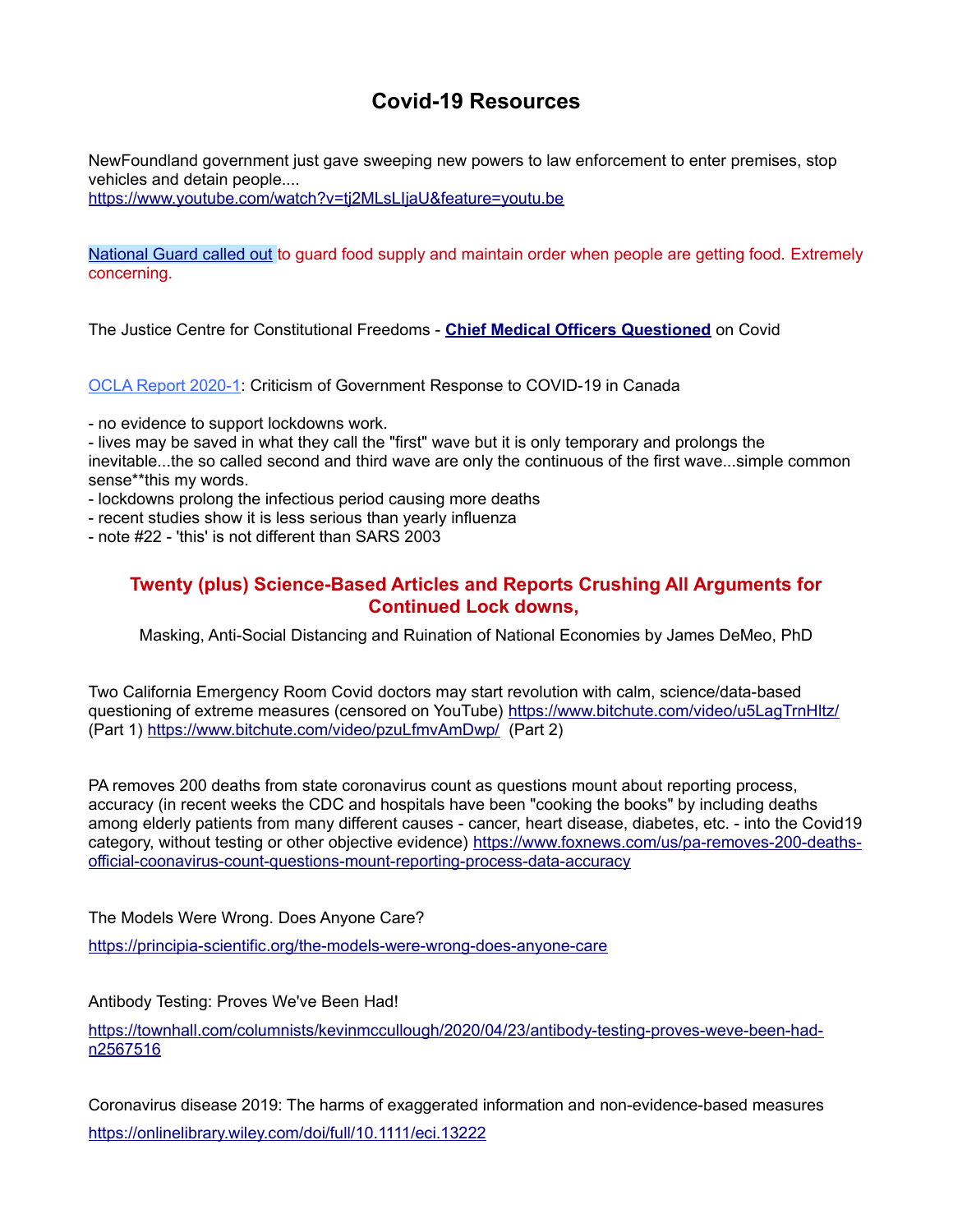# Covid-19 Resources

NewFoundland government just gave sweeping new powers to law enforcement to enter premises, stop vehicles and detain people....
https://www.youtube.com/watch?v=tj2MLsLIjaU&feature=youtu.be

National Guard called out to guard food supply and maintain order when people are getting food. Extremely concerning.

The Justice Centre for Constitutional Freedoms - **Chief Medical Officers Questioned** on Covid

OCLA Report 2020-1: Criticism of Government Response to COVID-19 in Canada

- no evidence to support lockdowns work.
- lives may be saved in what they call the "first" wave but it is only temporary and prolongs the inevitable...the so called second and third wave are only the continuous of the first wave...simple common sense**this my words.
- lockdowns prolong the infectious period causing more deaths
- recent studies show it is less serious than yearly influenza
- note #22 - 'this' is not different than SARS 2003

## Twenty (plus) Science-Based Articles and Reports Crushing All Arguments for Continued Lock downs,

Masking, Anti-Social Distancing and Ruination of National Economies by James DeMeo, PhD

Two California Emergency Room Covid doctors may start revolution with calm, science/data-based questioning of extreme measures (censored on YouTube) https://www.bitchute.com/video/u5LagTrnHltz/ (Part 1) https://www.bitchute.com/video/pzuLfmvAmDwp/ (Part 2)

PA removes 200 deaths from state coronavirus count as questions mount about reporting process, accuracy (in recent weeks the CDC and hospitals have been "cooking the books" by including deaths among elderly patients from many different causes - cancer, heart disease, diabetes, etc. - into the Covid19 category, without testing or other objective evidence) https://www.foxnews.com/us/pa-removes-200-deaths-official-coonavirus-count-questions-mount-reporting-process-data-accuracy

The Models Were Wrong. Does Anyone Care?

https://principia-scientific.org/the-models-were-wrong-does-anyone-care

Antibody Testing: Proves We've Been Had!

https://townhall.com/columnists/kevinmccullough/2020/04/23/antibody-testing-proves-weve-been-had-n2567516

Coronavirus disease 2019: The harms of exaggerated information and non-evidence-based measures

https://onlinelibrary.wiley.com/doi/full/10.1111/eci.13222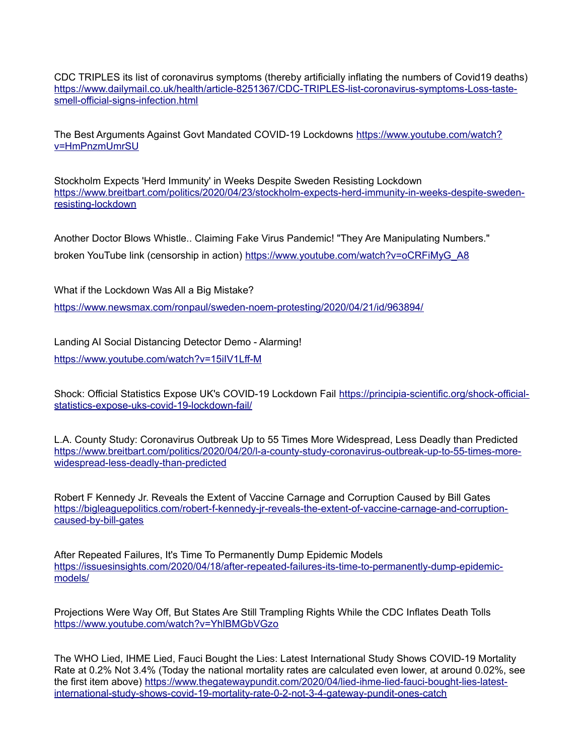CDC TRIPLES its list of coronavirus symptoms (thereby artificially inflating the numbers of Covid19 deaths) https://www.dailymail.co.uk/health/article-8251367/CDC-TRIPLES-list-coronavirus-symptoms-Loss-taste-smell-official-signs-infection.html

The Best Arguments Against Govt Mandated COVID-19 Lockdowns https://www.youtube.com/watch?v=HmPnzmUmrSU

Stockholm Expects 'Herd Immunity' in Weeks Despite Sweden Resisting Lockdown https://www.breitbart.com/politics/2020/04/23/stockholm-expects-herd-immunity-in-weeks-despite-sweden-resisting-lockdown

Another Doctor Blows Whistle.. Claiming Fake Virus Pandemic! "They Are Manipulating Numbers."

broken YouTube link (censorship in action) https://www.youtube.com/watch?v=oCRFiMyG_A8

What if the Lockdown Was All a Big Mistake?

https://www.newsmax.com/ronpaul/sweden-noem-protesting/2020/04/21/id/963894/

Landing AI Social Distancing Detector Demo - Alarming!

https://www.youtube.com/watch?v=15ilV1Lff-M

Shock: Official Statistics Expose UK's COVID-19 Lockdown Fail https://principia-scientific.org/shock-official-statistics-expose-uks-covid-19-lockdown-fail/

L.A. County Study: Coronavirus Outbreak Up to 55 Times More Widespread, Less Deadly than Predicted https://www.breitbart.com/politics/2020/04/20/l-a-county-study-coronavirus-outbreak-up-to-55-times-more-widespread-less-deadly-than-predicted

Robert F Kennedy Jr. Reveals the Extent of Vaccine Carnage and Corruption Caused by Bill Gates https://bigleaguepolitics.com/robert-f-kennedy-jr-reveals-the-extent-of-vaccine-carnage-and-corruption-caused-by-bill-gates

After Repeated Failures, It's Time To Permanently Dump Epidemic Models https://issuesinsights.com/2020/04/18/after-repeated-failures-its-time-to-permanently-dump-epidemic-models/

Projections Were Way Off, But States Are Still Trampling Rights While the CDC Inflates Death Tolls https://www.youtube.com/watch?v=YhlBMGbVGzo

The WHO Lied, IHME Lied, Fauci Bought the Lies: Latest International Study Shows COVID-19 Mortality Rate at 0.2% Not 3.4% (Today the national mortality rates are calculated even lower, at around 0.02%, see the first item above) https://www.thegatewaypundit.com/2020/04/lied-ihme-lied-fauci-bought-lies-latest-international-study-shows-covid-19-mortality-rate-0-2-not-3-4-gateway-pundit-ones-catch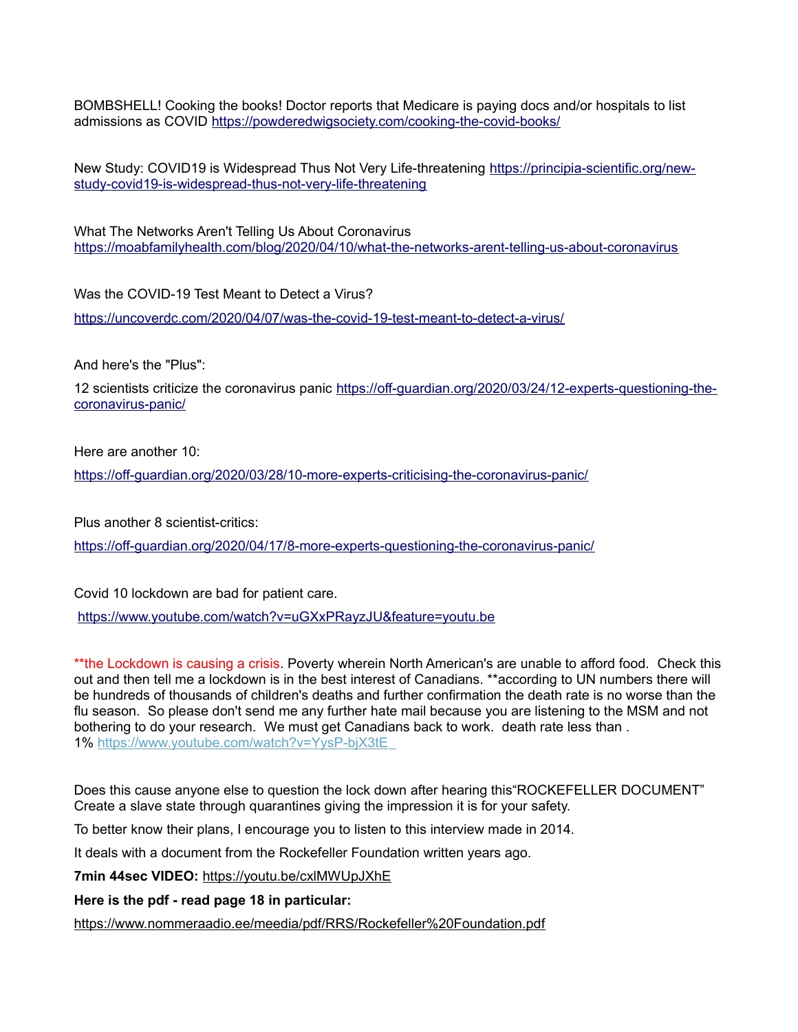BOMBSHELL! Cooking the books! Doctor reports that Medicare is paying docs and/or hospitals to list admissions as COVID https://powderedwigsociety.com/cooking-the-covid-books/

New Study: COVID19 is Widespread Thus Not Very Life-threatening https://principia-scientific.org/new-study-covid19-is-widespread-thus-not-very-life-threatening

What The Networks Aren't Telling Us About Coronavirus
https://moabfamilyhealth.com/blog/2020/04/10/what-the-networks-arent-telling-us-about-coronavirus

Was the COVID-19 Test Meant to Detect a Virus?

https://uncoverdc.com/2020/04/07/was-the-covid-19-test-meant-to-detect-a-virus/

And here's the "Plus":

12 scientists criticize the coronavirus panic https://off-guardian.org/2020/03/24/12-experts-questioning-the-coronavirus-panic/

Here are another 10:

https://off-guardian.org/2020/03/28/10-more-experts-criticising-the-coronavirus-panic/

Plus another 8 scientist-critics:

https://off-guardian.org/2020/04/17/8-more-experts-questioning-the-coronavirus-panic/

Covid 10 lockdown are bad for patient care.

https://www.youtube.com/watch?v=uGXxPRayzJU&feature=youtu.be

**the Lockdown is causing a crisis. Poverty wherein North American's are unable to afford food. Check this out and then tell me a lockdown is in the best interest of Canadians. **according to UN numbers there will be hundreds of thousands of children's deaths and further confirmation the death rate is no worse than the flu season. So please don't send me any further hate mail because you are listening to the MSM and not bothering to do your research. We must get Canadians back to work. death rate less than .
1% https://www.youtube.com/watch?v=YysP-bjX3tE

Does this cause anyone else to question the lock down after hearing this"ROCKEFELLER DOCUMENT" Create a slave state through quarantines giving the impression it is for your safety.

To better know their plans, I encourage you to listen to this interview made in 2014.

It deals with a document from the Rockefeller Foundation written years ago.

**7min 44sec VIDEO:** https://youtu.be/cxlMWUpJXhE

**Here is the pdf - read page 18 in particular:**

https://www.nommeraadio.ee/meedia/pdf/RRS/Rockefeller%20Foundation.pdf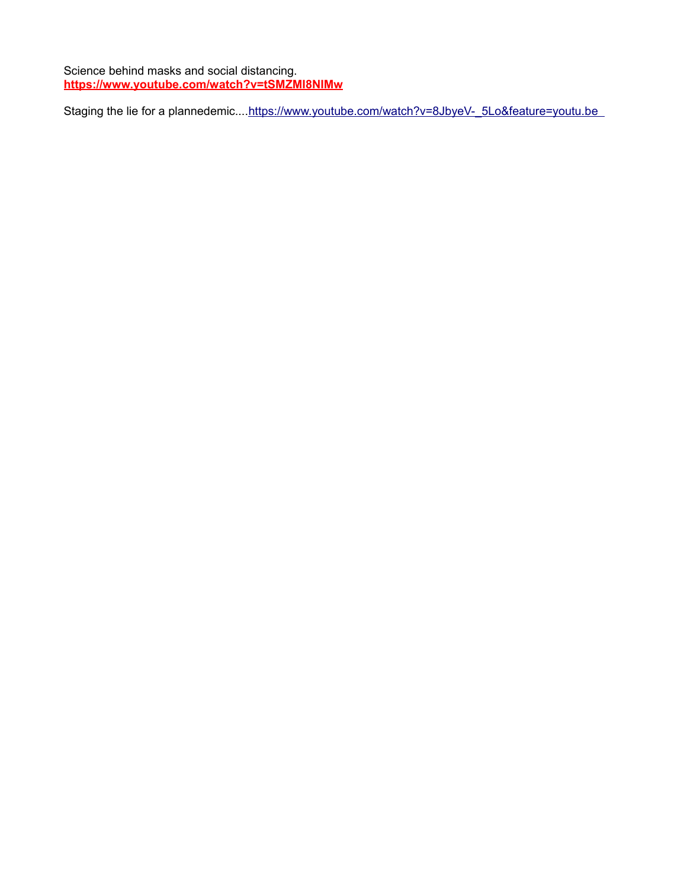Science behind masks and social distancing.
**https://www.youtube.com/watch?v=tSMZMI8NIMw**

Staging the lie for a plannedemic....https://www.youtube.com/watch?v=8JbyeV-_5Lo&feature=youtu.be